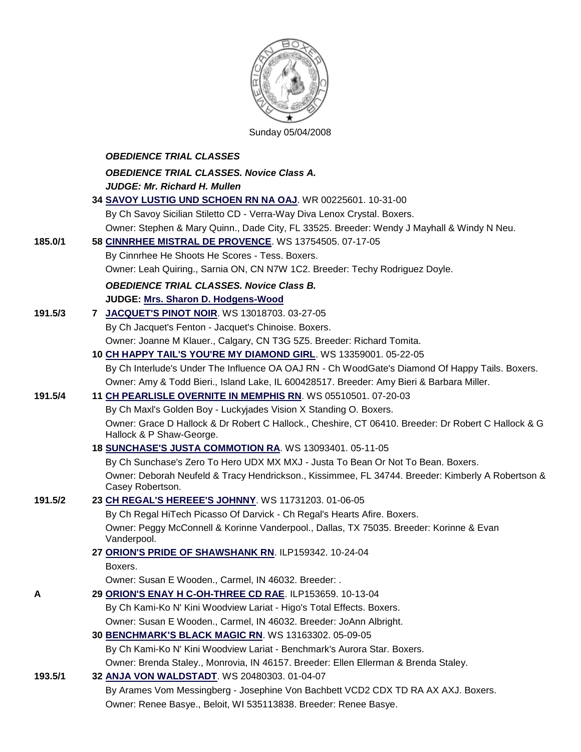Sunday 05/04/2008

***OBEDIENCE TRIAL CLASSES***

***OBEDIENCE TRIAL CLASSES. Novice Class A.***

***JUDGE: Mr. Richard H. Mullen***

**34 SAVOY LUSTIG UND SCHOEN RN NA OAJ**. WR 00225601. 10-31-00
By Ch Savoy Sicilian Stiletto CD - Verra-Way Diva Lenox Crystal. Boxers.
Owner: Stephen & Mary Quinn., Dade City, FL 33525. Breeder: Wendy J Mayhall & Windy N Neu.

**185.0/1** — **58 CINNRHEE MISTRAL DE PROVENCE**. WS 13754505. 07-17-05
By Cinnrhee He Shoots He Scores - Tess. Boxers.
Owner: Leah Quiring., Sarnia ON, CN N7W 1C2. Breeder: Techy Rodriguez Doyle.

***OBEDIENCE TRIAL CLASSES. Novice Class B.***

**JUDGE: Mrs. Sharon D. Hodgens-Wood**

**191.5/3** — **7 JACQUET'S PINOT NOIR**. WS 13018703. 03-27-05
By Ch Jacquet's Fenton - Jacquet's Chinoise. Boxers.
Owner: Joanne M Klauer., Calgary, CN T3G 5Z5. Breeder: Richard Tomita.

**10 CH HAPPY TAIL'S YOU'RE MY DIAMOND GIRL**. WS 13359001. 05-22-05
By Ch Interlude's Under The Influence OA OAJ RN - Ch WoodGate's Diamond Of Happy Tails. Boxers.
Owner: Amy & Todd Bieri., Island Lake, IL 600428517. Breeder: Amy Bieri & Barbara Miller.

**191.5/4** — **11 CH PEARLISLE OVERNITE IN MEMPHIS RN**. WS 05510501. 07-20-03
By Ch Maxl's Golden Boy - Luckyjades Vision X Standing O. Boxers.
Owner: Grace D Hallock & Dr Robert C Hallock., Cheshire, CT 06410. Breeder: Dr Robert C Hallock & G Hallock & P Shaw-George.

**18 SUNCHASE'S JUSTA COMMOTION RA**. WS 13093401. 05-11-05
By Ch Sunchase's Zero To Hero UDX MX MXJ - Justa To Bean Or Not To Bean. Boxers.
Owner: Deborah Neufeld & Tracy Hendrickson., Kissimmee, FL 34744. Breeder: Kimberly A Robertson & Casey Robertson.

**191.5/2** — **23 CH REGAL'S HEREEE'S JOHNNY**. WS 11731203. 01-06-05
By Ch Regal HiTech Picasso Of Darvick - Ch Regal's Hearts Afire. Boxers.
Owner: Peggy McConnell & Korinne Vanderpool., Dallas, TX 75035. Breeder: Korinne & Evan Vanderpool.

**27 ORION'S PRIDE OF SHAWSHANK RN**. ILP159342. 10-24-04
Boxers.
Owner: Susan E Wooden., Carmel, IN 46032. Breeder: .

**A** — **29 ORION'S ENAY H C-OH-THREE CD RAE**. ILP153659. 10-13-04
By Ch Kami-Ko N' Kini Woodview Lariat - Higo's Total Effects. Boxers.
Owner: Susan E Wooden., Carmel, IN 46032. Breeder: JoAnn Albright.

**30 BENCHMARK'S BLACK MAGIC RN**. WS 13163302. 05-09-05
By Ch Kami-Ko N' Kini Woodview Lariat - Benchmark's Aurora Star. Boxers.
Owner: Brenda Staley., Monrovia, IN 46157. Breeder: Ellen Ellerman & Brenda Staley.

**193.5/1** — **32 ANJA VON WALDSTADT**. WS 20480303. 01-04-07
By Arames Vom Messingberg - Josephine Von Bachbett VCD2 CDX TD RA AX AXJ. Boxers.
Owner: Renee Basye., Beloit, WI 535113838. Breeder: Renee Basye.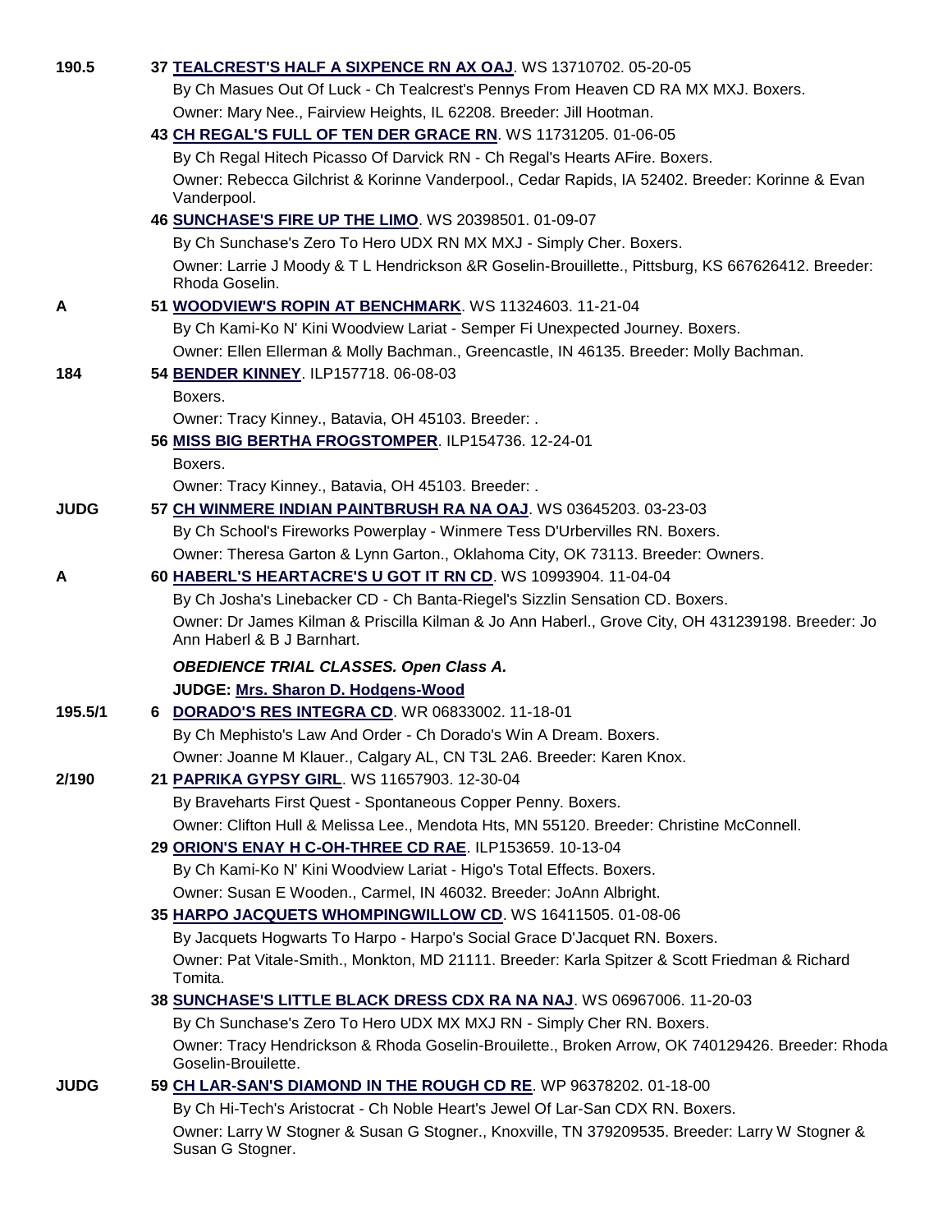| Score | Entry |
|---|---|
| 190.5 | **37 TEALCREST'S HALF A SIXPENCE RN AX OAJ**. WS 13710702. 05-20-05<br>By Ch Masues Out Of Luck - Ch Tealcrest's Pennys From Heaven CD RA MX MXJ. Boxers.<br>Owner: Mary Nee., Fairview Heights, IL 62208. Breeder: Jill Hootman. |
| | **43 CH REGAL'S FULL OF TEN DER GRACE RN**. WS 11731205. 01-06-05<br>By Ch Regal Hitech Picasso Of Darvick RN - Ch Regal's Hearts AFire. Boxers.<br>Owner: Rebecca Gilchrist & Korinne Vanderpool., Cedar Rapids, IA 52402. Breeder: Korinne & Evan Vanderpool. |
| | **46 SUNCHASE'S FIRE UP THE LIMO**. WS 20398501. 01-09-07<br>By Ch Sunchase's Zero To Hero UDX RN MX MXJ - Simply Cher. Boxers.<br>Owner: Larrie J Moody & T L Hendrickson &R Goselin-Brouillette., Pittsburg, KS 667626412. Breeder: Rhoda Goselin. |
| A | **51 WOODVIEW'S ROPIN AT BENCHMARK**. WS 11324603. 11-21-04<br>By Ch Kami-Ko N' Kini Woodview Lariat - Semper Fi Unexpected Journey. Boxers.<br>Owner: Ellen Ellerman & Molly Bachman., Greencastle, IN 46135. Breeder: Molly Bachman. |
| 184 | **54 BENDER KINNEY**. ILP157718. 06-08-03<br>Boxers.<br>Owner: Tracy Kinney., Batavia, OH 45103. Breeder: . |
| | **56 MISS BIG BERTHA FROGSTOMPER**. ILP154736. 12-24-01<br>Boxers.<br>Owner: Tracy Kinney., Batavia, OH 45103. Breeder: . |
| JUDG | **57 CH WINMERE INDIAN PAINTBRUSH RA NA OAJ**. WS 03645203. 03-23-03<br>By Ch School's Fireworks Powerplay - Winmere Tess D'Urbervilles RN. Boxers.<br>Owner: Theresa Garton & Lynn Garton., Oklahoma City, OK 73113. Breeder: Owners. |
| A | **60 HABERL'S HEARTACRE'S U GOT IT RN CD**. WS 10993904. 11-04-04<br>By Ch Josha's Linebacker CD - Ch Banta-Riegel's Sizzlin Sensation CD. Boxers.<br>Owner: Dr James Kilman & Priscilla Kilman & Jo Ann Haberl., Grove City, OH 431239198. Breeder: Jo Ann Haberl & B J Barnhart. |

***OBEDIENCE TRIAL CLASSES. Open Class A.***

**JUDGE: Mrs. Sharon D. Hodgens-Wood**

| Score | Entry |
|---|---|
| 195.5/1 | **6 DORADO'S RES INTEGRA CD**. WR 06833002. 11-18-01<br>By Ch Mephisto's Law And Order - Ch Dorado's Win A Dream. Boxers.<br>Owner: Joanne M Klauer., Calgary AL, CN T3L 2A6. Breeder: Karen Knox. |
| 2/190 | **21 PAPRIKA GYPSY GIRL**. WS 11657903. 12-30-04<br>By Bravehearts First Quest - Spontaneous Copper Penny. Boxers.<br>Owner: Clifton Hull & Melissa Lee., Mendota Hts, MN 55120. Breeder: Christine McConnell. |
| | **29 ORION'S ENAY H C-OH-THREE CD RAE**. ILP153659. 10-13-04<br>By Ch Kami-Ko N' Kini Woodview Lariat - Higo's Total Effects. Boxers.<br>Owner: Susan E Wooden., Carmel, IN 46032. Breeder: JoAnn Albright. |
| | **35 HARPO JACQUETS WHOMPINGWILLOW CD**. WS 16411505. 01-08-06<br>By Jacquets Hogwarts To Harpo - Harpo's Social Grace D'Jacquet RN. Boxers.<br>Owner: Pat Vitale-Smith., Monkton, MD 21111. Breeder: Karla Spitzer & Scott Friedman & Richard Tomita. |
| | **38 SUNCHASE'S LITTLE BLACK DRESS CDX RA NA NAJ**. WS 06967006. 11-20-03<br>By Ch Sunchase's Zero To Hero UDX MX MXJ RN - Simply Cher RN. Boxers.<br>Owner: Tracy Hendrickson & Rhoda Goselin-Brouilette., Broken Arrow, OK 740129426. Breeder: Rhoda Goselin-Brouilette. |
| JUDG | **59 CH LAR-SAN'S DIAMOND IN THE ROUGH CD RE**. WP 96378202. 01-18-00<br>By Ch Hi-Tech's Aristocrat - Ch Noble Heart's Jewel Of Lar-San CDX RN. Boxers.<br>Owner: Larry W Stogner & Susan G Stogner., Knoxville, TN 379209535. Breeder: Larry W Stogner & Susan G Stogner. |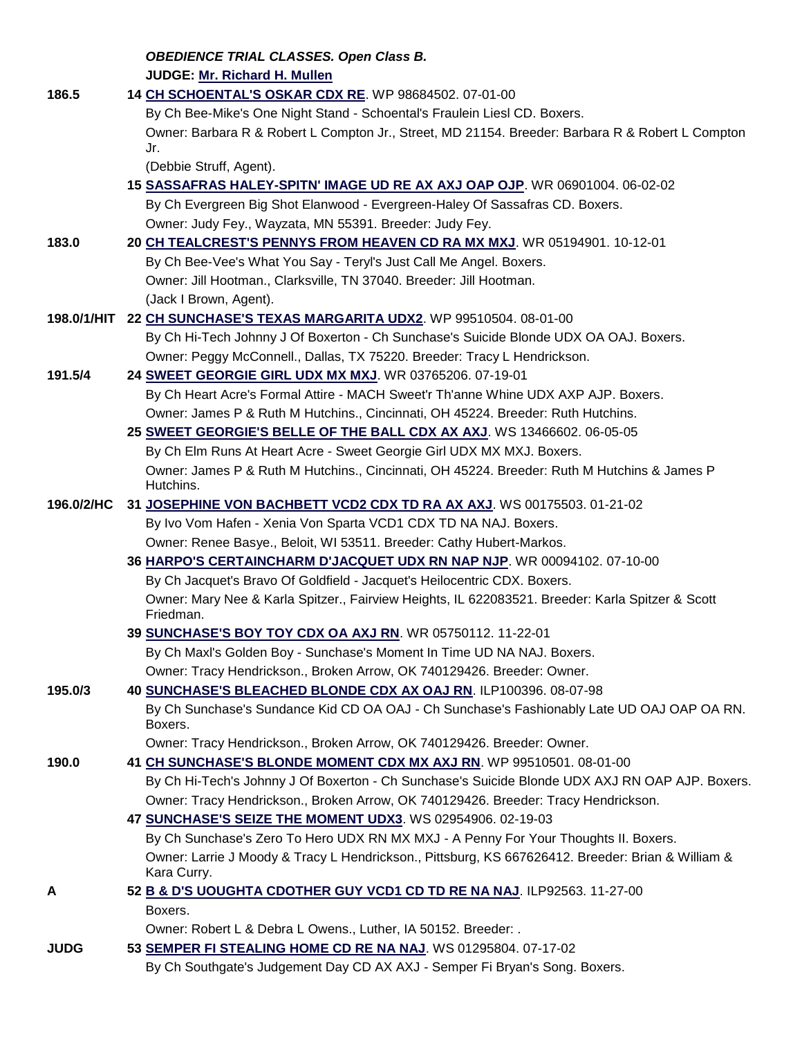***OBEDIENCE TRIAL CLASSES. Open Class B.***

**JUDGE: Mr. Richard H. Mullen**

**186.5** — **14 CH SCHOENTAL'S OSKAR CDX RE**. WP 98684502. 07-01-00
By Ch Bee-Mike's One Night Stand - Schoental's Fraulein Liesl CD. Boxers.
Owner: Barbara R & Robert L Compton Jr., Street, MD 21154. Breeder: Barbara R & Robert L Compton Jr.
(Debbie Struff, Agent).

**15 SASSAFRAS HALEY-SPITN' IMAGE UD RE AX AXJ OAP OJP**. WR 06901004. 06-02-02
By Ch Evergreen Big Shot Elanwood - Evergreen-Haley Of Sassafras CD. Boxers.
Owner: Judy Fey., Wayzata, MN 55391. Breeder: Judy Fey.

**183.0** — **20 CH TEALCREST'S PENNYS FROM HEAVEN CD RA MX MXJ**. WR 05194901. 10-12-01
By Ch Bee-Vee's What You Say - Teryl's Just Call Me Angel. Boxers.
Owner: Jill Hootman., Clarksville, TN 37040. Breeder: Jill Hootman.
(Jack I Brown, Agent).

**198.0/1/HIT** — **22 CH SUNCHASE'S TEXAS MARGARITA UDX2**. WP 99510504. 08-01-00
By Ch Hi-Tech Johnny J Of Boxerton - Ch Sunchase's Suicide Blonde UDX OA OAJ. Boxers.
Owner: Peggy McConnell., Dallas, TX 75220. Breeder: Tracy L Hendrickson.

**191.5/4** — **24 SWEET GEORGIE GIRL UDX MX MXJ**. WR 03765206. 07-19-01
By Ch Heart Acre's Formal Attire - MACH Sweet'r Th'anne Whine UDX AXP AJP. Boxers.
Owner: James P & Ruth M Hutchins., Cincinnati, OH 45224. Breeder: Ruth Hutchins.

**25 SWEET GEORGIE'S BELLE OF THE BALL CDX AX AXJ**. WS 13466602. 06-05-05
By Ch Elm Runs At Heart Acre - Sweet Georgie Girl UDX MX MXJ. Boxers.
Owner: James P & Ruth M Hutchins., Cincinnati, OH 45224. Breeder: Ruth M Hutchins & James P Hutchins.

**196.0/2/HC** — **31 JOSEPHINE VON BACHBETT VCD2 CDX TD RA AX AXJ**. WS 00175503. 01-21-02
By Ivo Vom Hafen - Xenia Von Sparta VCD1 CDX TD NA NAJ. Boxers.
Owner: Renee Basye., Beloit, WI 53511. Breeder: Cathy Hubert-Markos.

**36 HARPO'S CERTAINCHARM D'JACQUET UDX RN NAP NJP**. WR 00094102. 07-10-00
By Ch Jacquet's Bravo Of Goldfield - Jacquet's Heilocentric CDX. Boxers.
Owner: Mary Nee & Karla Spitzer., Fairview Heights, IL 622083521. Breeder: Karla Spitzer & Scott Friedman.

**39 SUNCHASE'S BOY TOY CDX OA AXJ RN**. WR 05750112. 11-22-01
By Ch Maxl's Golden Boy - Sunchase's Moment In Time UD NA NAJ. Boxers.
Owner: Tracy Hendrickson., Broken Arrow, OK 740129426. Breeder: Owner.

**195.0/3** — **40 SUNCHASE'S BLEACHED BLONDE CDX AX OAJ RN**. ILP100396. 08-07-98
By Ch Sunchase's Sundance Kid CD OA OAJ - Ch Sunchase's Fashionably Late UD OAJ OAP OA RN. Boxers.
Owner: Tracy Hendrickson., Broken Arrow, OK 740129426. Breeder: Owner.

**190.0** — **41 CH SUNCHASE'S BLONDE MOMENT CDX MX AXJ RN**. WP 99510501. 08-01-00
By Ch Hi-Tech's Johnny J Of Boxerton - Ch Sunchase's Suicide Blonde UDX AXJ RN OAP AJP. Boxers.
Owner: Tracy Hendrickson., Broken Arrow, OK 740129426. Breeder: Tracy Hendrickson.

**47 SUNCHASE'S SEIZE THE MOMENT UDX3**. WS 02954906. 02-19-03
By Ch Sunchase's Zero To Hero UDX RN MX MXJ - A Penny For Your Thoughts II. Boxers.
Owner: Larrie J Moody & Tracy L Hendrickson., Pittsburg, KS 667626412. Breeder: Brian & William & Kara Curry.

**A** — **52 B & D'S UOUGHTA CDOTHER GUY VCD1 CD TD RE NA NAJ**. ILP92563. 11-27-00
Boxers.
Owner: Robert L & Debra L Owens., Luther, IA 50152. Breeder: .

**JUDG** — **53 SEMPER FI STEALING HOME CD RE NA NAJ**. WS 01295804. 07-17-02
By Ch Southgate's Judgement Day CD AX AXJ - Semper Fi Bryan's Song. Boxers.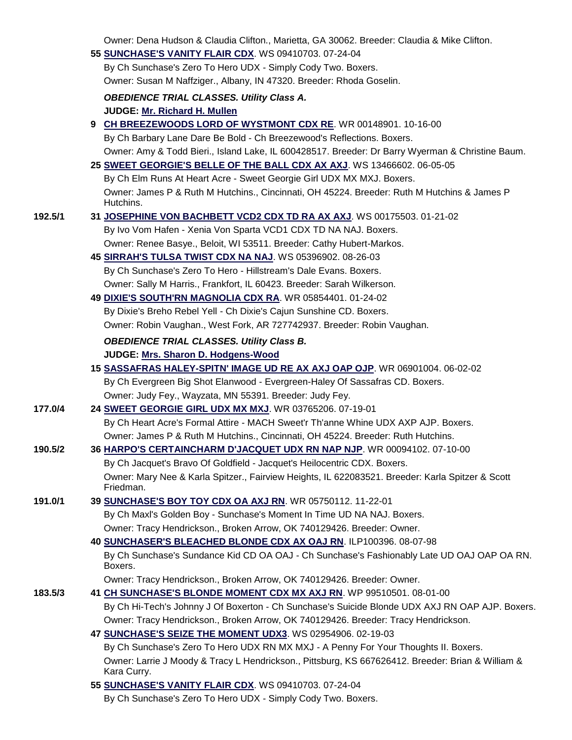Owner: Dena Hudson & Claudia Clifton., Marietta, GA 30062. Breeder: Claudia & Mike Clifton.

**55 SUNCHASE'S VANITY FLAIR CDX**. WS 09410703. 07-24-04
By Ch Sunchase's Zero To Hero UDX - Simply Cody Two. Boxers.
Owner: Susan M Naffziger., Albany, IN 47320. Breeder: Rhoda Goselin.

***OBEDIENCE TRIAL CLASSES. Utility Class A.***

**JUDGE: Mr. Richard H. Mullen**

**9 CH BREEZEWOODS LORD OF WYSTMONT CDX RE**. WR 00148901. 10-16-00
By Ch Barbary Lane Dare Be Bold - Ch Breezewood's Reflections. Boxers.
Owner: Amy & Todd Bieri., Island Lake, IL 600428517. Breeder: Dr Barry Wyerman & Christine Baum.

**25 SWEET GEORGIE'S BELLE OF THE BALL CDX AX AXJ**. WS 13466602. 06-05-05
By Ch Elm Runs At Heart Acre - Sweet Georgie Girl UDX MX MXJ. Boxers.
Owner: James P & Ruth M Hutchins., Cincinnati, OH 45224. Breeder: Ruth M Hutchins & James P Hutchins.

192.5/1 **31 JOSEPHINE VON BACHBETT VCD2 CDX TD RA AX AXJ**. WS 00175503. 01-21-02
By Ivo Vom Hafen - Xenia Von Sparta VCD1 CDX TD NA NAJ. Boxers.
Owner: Renee Basye., Beloit, WI 53511. Breeder: Cathy Hubert-Markos.

**45 SIRRAH'S TULSA TWIST CDX NA NAJ**. WS 05396902. 08-26-03
By Ch Sunchase's Zero To Hero - Hillstream's Dale Evans. Boxers.
Owner: Sally M Harris., Frankfort, IL 60423. Breeder: Sarah Wilkerson.

**49 DIXIE'S SOUTH'RN MAGNOLIA CDX RA**. WR 05854401. 01-24-02
By Dixie's Breho Rebel Yell - Ch Dixie's Cajun Sunshine CD. Boxers.
Owner: Robin Vaughan., West Fork, AR 727742937. Breeder: Robin Vaughan.

***OBEDIENCE TRIAL CLASSES. Utility Class B.***

**JUDGE: Mrs. Sharon D. Hodgens-Wood**

**15 SASSAFRAS HALEY-SPITN' IMAGE UD RE AX AXJ OAP OJP**. WR 06901004. 06-02-02
By Ch Evergreen Big Shot Elanwood - Evergreen-Haley Of Sassafras CD. Boxers.
Owner: Judy Fey., Wayzata, MN 55391. Breeder: Judy Fey.

177.0/4 **24 SWEET GEORGIE GIRL UDX MX MXJ**. WR 03765206. 07-19-01
By Ch Heart Acre's Formal Attire - MACH Sweet'r Th'anne Whine UDX AXP AJP. Boxers.
Owner: James P & Ruth M Hutchins., Cincinnati, OH 45224. Breeder: Ruth Hutchins.

190.5/2 **36 HARPO'S CERTAINCHARM D'JACQUET UDX RN NAP NJP**. WR 00094102. 07-10-00
By Ch Jacquet's Bravo Of Goldfield - Jacquet's Heilocentric CDX. Boxers.
Owner: Mary Nee & Karla Spitzer., Fairview Heights, IL 622083521. Breeder: Karla Spitzer & Scott Friedman.

191.0/1 **39 SUNCHASE'S BOY TOY CDX OA AXJ RN**. WR 05750112. 11-22-01
By Ch Maxl's Golden Boy - Sunchase's Moment In Time UD NA NAJ. Boxers.
Owner: Tracy Hendrickson., Broken Arrow, OK 740129426. Breeder: Owner.

**40 SUNCHASER'S BLEACHED BLONDE CDX AX OAJ RN**. ILP100396. 08-07-98
By Ch Sunchase's Sundance Kid CD OA OAJ - Ch Sunchase's Fashionably Late UD OAJ OAP OA RN. Boxers.
Owner: Tracy Hendrickson., Broken Arrow, OK 740129426. Breeder: Owner.

183.5/3 **41 CH SUNCHASE'S BLONDE MOMENT CDX MX AXJ RN**. WP 99510501. 08-01-00
By Ch Hi-Tech's Johnny J Of Boxerton - Ch Sunchase's Suicide Blonde UDX AXJ RN OAP AJP. Boxers.
Owner: Tracy Hendrickson., Broken Arrow, OK 740129426. Breeder: Tracy Hendrickson.

**47 SUNCHASE'S SEIZE THE MOMENT UDX3**. WS 02954906. 02-19-03
By Ch Sunchase's Zero To Hero UDX RN MX MXJ - A Penny For Your Thoughts II. Boxers.
Owner: Larrie J Moody & Tracy L Hendrickson., Pittsburg, KS 667626412. Breeder: Brian & William & Kara Curry.

**55 SUNCHASE'S VANITY FLAIR CDX**. WS 09410703. 07-24-04
By Ch Sunchase's Zero To Hero UDX - Simply Cody Two. Boxers.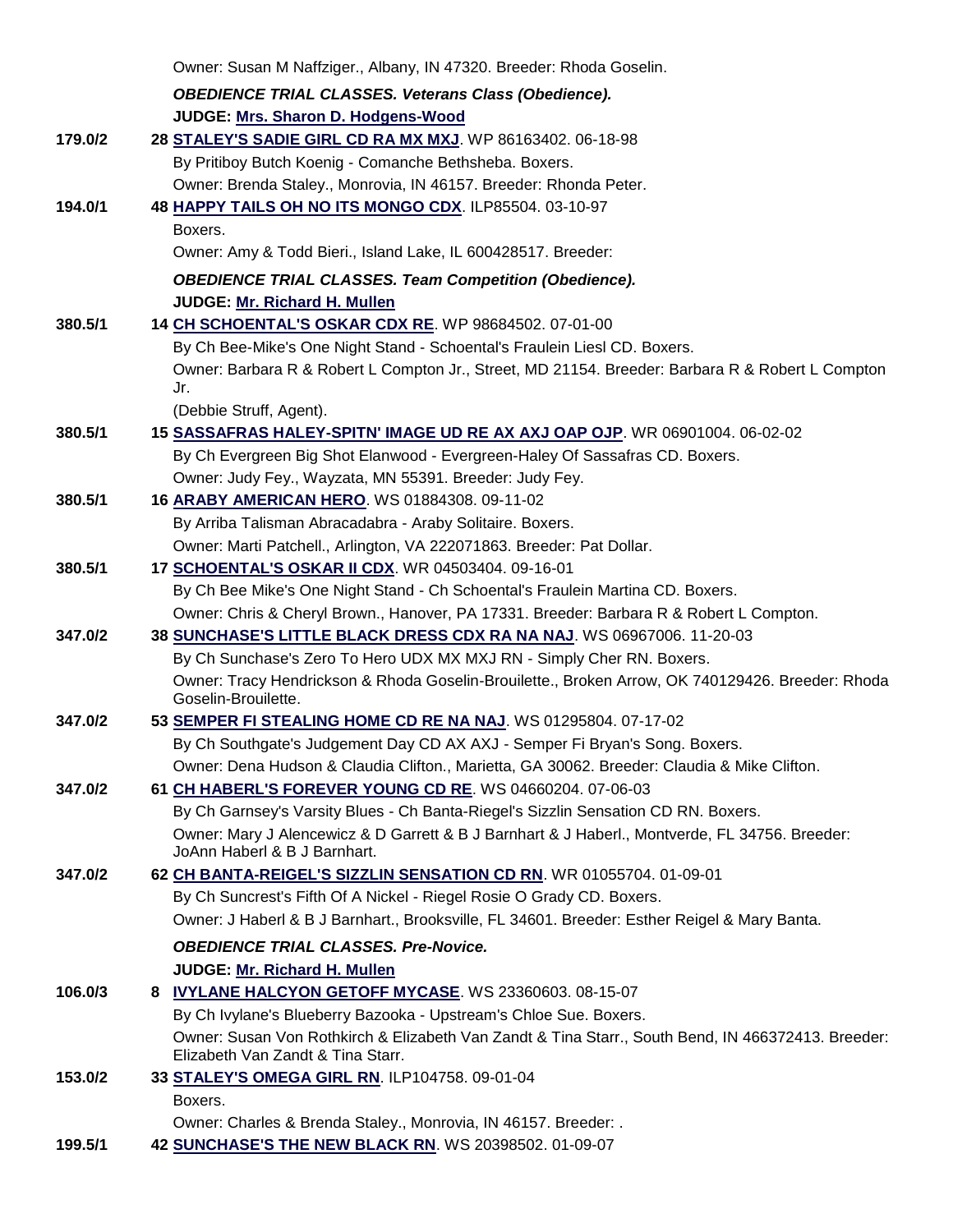Owner: Susan M Naffziger., Albany, IN 47320. Breeder: Rhoda Goselin.

***OBEDIENCE TRIAL CLASSES. Veterans Class (Obedience).***

**JUDGE: Mrs. Sharon D. Hodgens-Wood**

**179.0/2** **28 STALEY'S SADIE GIRL CD RA MX MXJ**. WP 86163402. 06-18-98
By Pritiboy Butch Koenig - Comanche Bethsheba. Boxers.
Owner: Brenda Staley., Monrovia, IN 46157. Breeder: Rhonda Peter.

**194.0/1** **48 HAPPY TAILS OH NO ITS MONGO CDX**. ILP85504. 03-10-97
Boxers.
Owner: Amy & Todd Bieri., Island Lake, IL 600428517. Breeder:

***OBEDIENCE TRIAL CLASSES. Team Competition (Obedience).***

**JUDGE: Mr. Richard H. Mullen**

**380.5/1** **14 CH SCHOENTAL'S OSKAR CDX RE**. WP 98684502. 07-01-00
By Ch Bee-Mike's One Night Stand - Schoental's Fraulein Liesl CD. Boxers.
Owner: Barbara R & Robert L Compton Jr., Street, MD 21154. Breeder: Barbara R & Robert L Compton Jr.
(Debbie Struff, Agent).

**380.5/1** **15 SASSAFRAS HALEY-SPITN' IMAGE UD RE AX AXJ OAP OJP**. WR 06901004. 06-02-02
By Ch Evergreen Big Shot Elanwood - Evergreen-Haley Of Sassafras CD. Boxers.
Owner: Judy Fey., Wayzata, MN 55391. Breeder: Judy Fey.

**380.5/1** **16 ARABY AMERICAN HERO**. WS 01884308. 09-11-02
By Arriba Talisman Abracadabra - Araby Solitaire. Boxers.
Owner: Marti Patchell., Arlington, VA 222071863. Breeder: Pat Dollar.

**380.5/1** **17 SCHOENTAL'S OSKAR II CDX**. WR 04503404. 09-16-01
By Ch Bee Mike's One Night Stand - Ch Schoental's Fraulein Martina CD. Boxers.
Owner: Chris & Cheryl Brown., Hanover, PA 17331. Breeder: Barbara R & Robert L Compton.

**347.0/2** **38 SUNCHASE'S LITTLE BLACK DRESS CDX RA NA NAJ**. WS 06967006. 11-20-03
By Ch Sunchase's Zero To Hero UDX MX MXJ RN - Simply Cher RN. Boxers.
Owner: Tracy Hendrickson & Rhoda Goselin-Brouilette., Broken Arrow, OK 740129426. Breeder: Rhoda Goselin-Brouilette.

**347.0/2** **53 SEMPER FI STEALING HOME CD RE NA NAJ**. WS 01295804. 07-17-02
By Ch Southgate's Judgement Day CD AX AXJ - Semper Fi Bryan's Song. Boxers.
Owner: Dena Hudson & Claudia Clifton., Marietta, GA 30062. Breeder: Claudia & Mike Clifton.

**347.0/2** **61 CH HABERL'S FOREVER YOUNG CD RE**. WS 04660204. 07-06-03
By Ch Garnsey's Varsity Blues - Ch Banta-Riegel's Sizzlin Sensation CD RN. Boxers.
Owner: Mary J Alencewicz & D Garrett & B J Barnhart & J Haberl., Montverde, FL 34756. Breeder: JoAnn Haberl & B J Barnhart.

**347.0/2** **62 CH BANTA-REIGEL'S SIZZLIN SENSATION CD RN**. WR 01055704. 01-09-01
By Ch Suncrest's Fifth Of A Nickel - Riegel Rosie O Grady CD. Boxers.
Owner: J Haberl & B J Barnhart., Brooksville, FL 34601. Breeder: Esther Reigel & Mary Banta.

***OBEDIENCE TRIAL CLASSES. Pre-Novice.***

**JUDGE: Mr. Richard H. Mullen**

**106.0/3** **8 IVYLANE HALCYON GETOFF MYCASE**. WS 23360603. 08-15-07
By Ch Ivylane's Blueberry Bazooka - Upstream's Chloe Sue. Boxers.
Owner: Susan Von Rothkirch & Elizabeth Van Zandt & Tina Starr., South Bend, IN 466372413. Breeder: Elizabeth Van Zandt & Tina Starr.

**153.0/2** **33 STALEY'S OMEGA GIRL RN**. ILP104758. 09-01-04
Boxers.
Owner: Charles & Brenda Staley., Monrovia, IN 46157. Breeder: .

**199.5/1** **42 SUNCHASE'S THE NEW BLACK RN**. WS 20398502. 01-09-07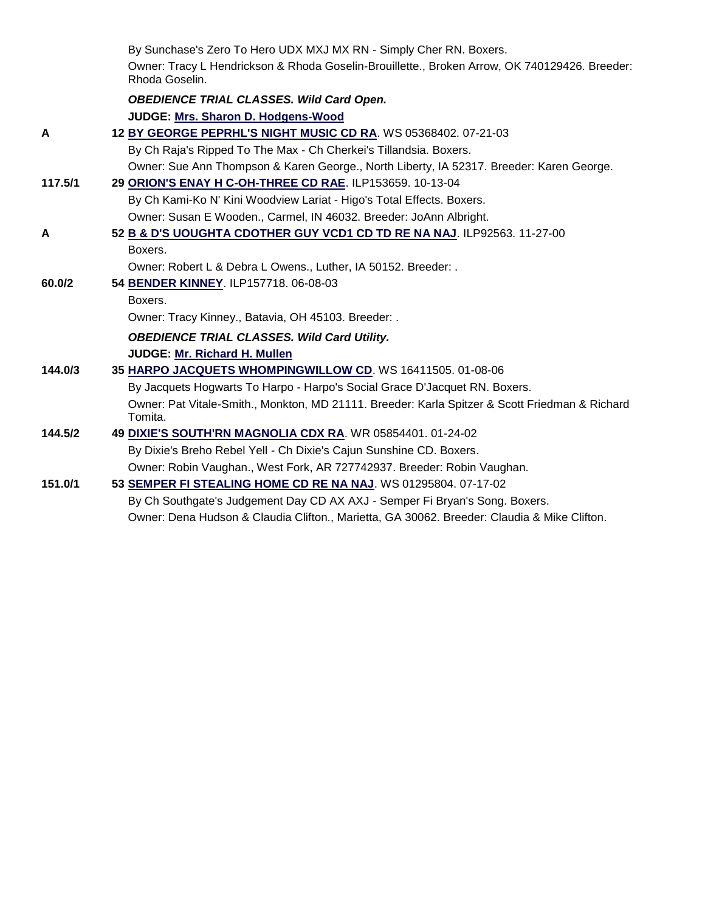By Sunchase's Zero To Hero UDX MXJ MX RN - Simply Cher RN. Boxers.
Owner: Tracy L Hendrickson & Rhoda Goselin-Brouillette., Broken Arrow, OK 740129426. Breeder: Rhoda Goselin.

***OBEDIENCE TRIAL CLASSES. Wild Card Open.***

**JUDGE: Mrs. Sharon D. Hodgens-Wood**

A **12 BY GEORGE PEPRHL'S NIGHT MUSIC CD RA**. WS 05368402. 07-21-03
By Ch Raja's Ripped To The Max - Ch Cherkei's Tillandsia. Boxers.
Owner: Sue Ann Thompson & Karen George., North Liberty, IA 52317. Breeder: Karen George.

**117.5/1** **29 ORION'S ENAY H C-OH-THREE CD RAE**. ILP153659. 10-13-04
By Ch Kami-Ko N' Kini Woodview Lariat - Higo's Total Effects. Boxers.
Owner: Susan E Wooden., Carmel, IN 46032. Breeder: JoAnn Albright.

A **52 B & D'S UOUGHTA CDOTHER GUY VCD1 CD TD RE NA NAJ**. ILP92563. 11-27-00
Boxers.
Owner: Robert L & Debra L Owens., Luther, IA 50152. Breeder: .

**60.0/2** **54 BENDER KINNEY**. ILP157718. 06-08-03
Boxers.
Owner: Tracy Kinney., Batavia, OH 45103. Breeder: .

***OBEDIENCE TRIAL CLASSES. Wild Card Utility.***

**JUDGE: Mr. Richard H. Mullen**

**144.0/3** **35 HARPO JACQUETS WHOMPINGWILLOW CD**. WS 16411505. 01-08-06
By Jacquets Hogwarts To Harpo - Harpo's Social Grace D'Jacquet RN. Boxers.
Owner: Pat Vitale-Smith., Monkton, MD 21111. Breeder: Karla Spitzer & Scott Friedman & Richard Tomita.

**144.5/2** **49 DIXIE'S SOUTH'RN MAGNOLIA CDX RA**. WR 05854401. 01-24-02
By Dixie's Breho Rebel Yell - Ch Dixie's Cajun Sunshine CD. Boxers.
Owner: Robin Vaughan., West Fork, AR 727742937. Breeder: Robin Vaughan.

**151.0/1** **53 SEMPER FI STEALING HOME CD RE NA NAJ**. WS 01295804. 07-17-02
By Ch Southgate's Judgement Day CD AX AXJ - Semper Fi Bryan's Song. Boxers.
Owner: Dena Hudson & Claudia Clifton., Marietta, GA 30062. Breeder: Claudia & Mike Clifton.